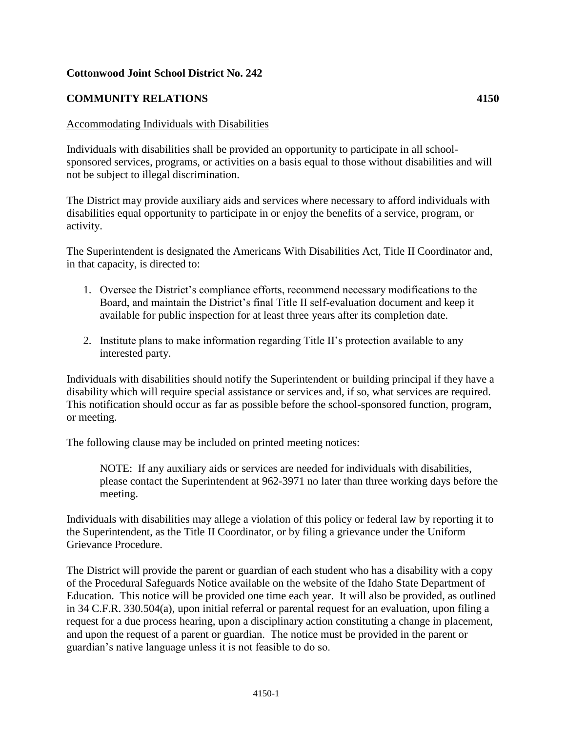**Cottonwood Joint School District No. 242**

**COMMUNITY RELATIONS 4150**

Accommodating Individuals with Disabilities

Individuals with disabilities shall be provided an opportunity to participate in all school-sponsored services, programs, or activities on a basis equal to those without disabilities and will not be subject to illegal discrimination.

The District may provide auxiliary aids and services where necessary to afford individuals with disabilities equal opportunity to participate in or enjoy the benefits of a service, program, or activity.

The Superintendent is designated the Americans With Disabilities Act, Title II Coordinator and, in that capacity, is directed to:

1. Oversee the District's compliance efforts, recommend necessary modifications to the Board, and maintain the District's final Title II self-evaluation document and keep it available for public inspection for at least three years after its completion date.
2. Institute plans to make information regarding Title II's protection available to any interested party.

Individuals with disabilities should notify the Superintendent or building principal if they have a disability which will require special assistance or services and, if so, what services are required. This notification should occur as far as possible before the school-sponsored function, program, or meeting.

The following clause may be included on printed meeting notices:

> NOTE: If any auxiliary aids or services are needed for individuals with disabilities, please contact the Superintendent at 962-3971 no later than three working days before the meeting.

Individuals with disabilities may allege a violation of this policy or federal law by reporting it to the Superintendent, as the Title II Coordinator, or by filing a grievance under the Uniform Grievance Procedure.

The District will provide the parent or guardian of each student who has a disability with a copy of the Procedural Safeguards Notice available on the website of the Idaho State Department of Education. This notice will be provided one time each year. It will also be provided, as outlined in 34 C.F.R. 330.504(a), upon initial referral or parental request for an evaluation, upon filing a request for a due process hearing, upon a disciplinary action constituting a change in placement, and upon the request of a parent or guardian. The notice must be provided in the parent or guardian's native language unless it is not feasible to do so.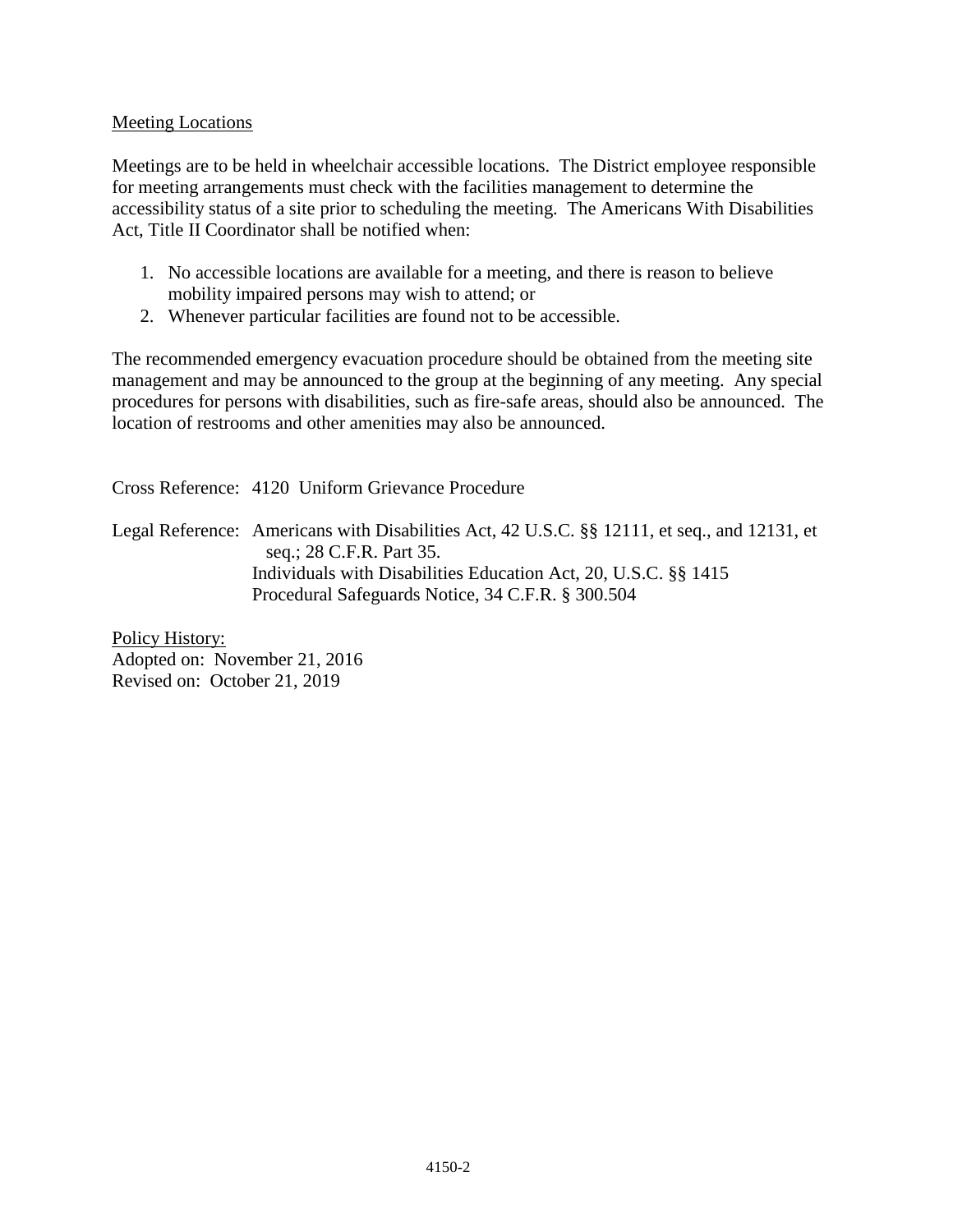Meeting Locations

Meetings are to be held in wheelchair accessible locations. The District employee responsible for meeting arrangements must check with the facilities management to determine the accessibility status of a site prior to scheduling the meeting. The Americans With Disabilities Act, Title II Coordinator shall be notified when:

1. No accessible locations are available for a meeting, and there is reason to believe mobility impaired persons may wish to attend; or
2. Whenever particular facilities are found not to be accessible.

The recommended emergency evacuation procedure should be obtained from the meeting site management and may be announced to the group at the beginning of any meeting. Any special procedures for persons with disabilities, such as fire-safe areas, should also be announced. The location of restrooms and other amenities may also be announced.

Cross Reference: 4120 Uniform Grievance Procedure

Legal Reference: Americans with Disabilities Act, 42 U.S.C. §§ 12111, et seq., and 12131, et seq.; 28 C.F.R. Part 35.
Individuals with Disabilities Education Act, 20, U.S.C. §§ 1415
Procedural Safeguards Notice, 34 C.F.R. § 300.504

Policy History:
Adopted on: November 21, 2016
Revised on: October 21, 2019